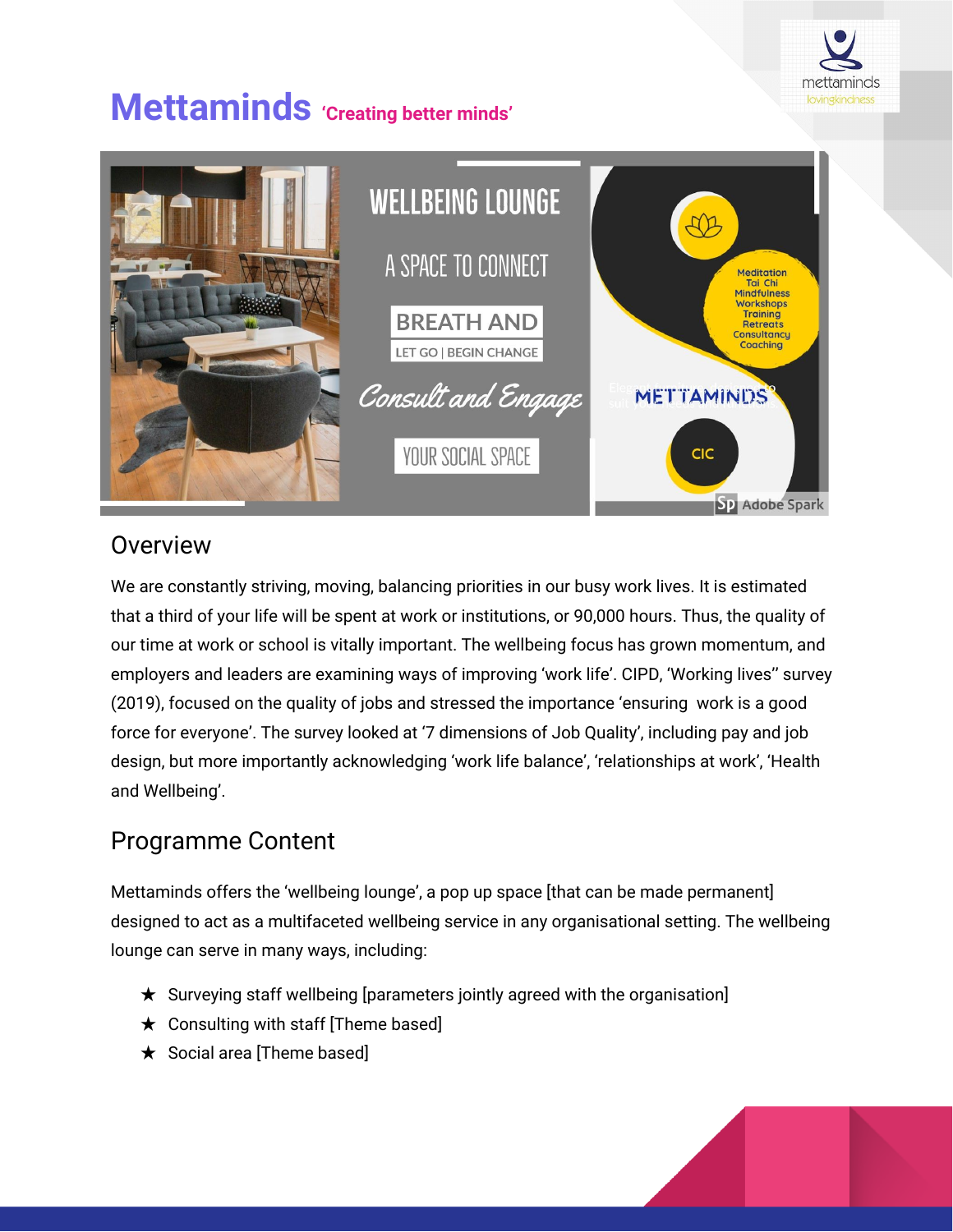# Mettaminds 'Creating better minds'

## Overview

We are constantly striving, moving, balancing priorities in our busy work lives. It is estimated that a third of your life will be spent at work or institutions, or 90,000 hours. Thus, the quality of our time at work or school is vitally important. The wellbeing focus has grown momentum, and employers and leaders are examining ways of improving 'work life'. CIPD, 'Working lives'' survey (2019), focused on the quality of jobs and stressed the importance 'ensuring work is a good force for everyone'. The survey looked at '7 dimensions of Job Quality', including pay and job design, but more importantly acknowledging 'work life balance', 'relationships at work', 'Health and Wellbeing'.

## Programme Content

Mettaminds offers the 'wellbeing lounge', a pop up space [that can be made permanent] designed to act as a multifaceted wellbeing service in any organisational setting. The wellbeing lounge can serve in many ways, including:

★ Surveying staff wellbeing [parameters jointly agreed with the organisation]
★ Consulting with staff [Theme based]
★ Social area [Theme based]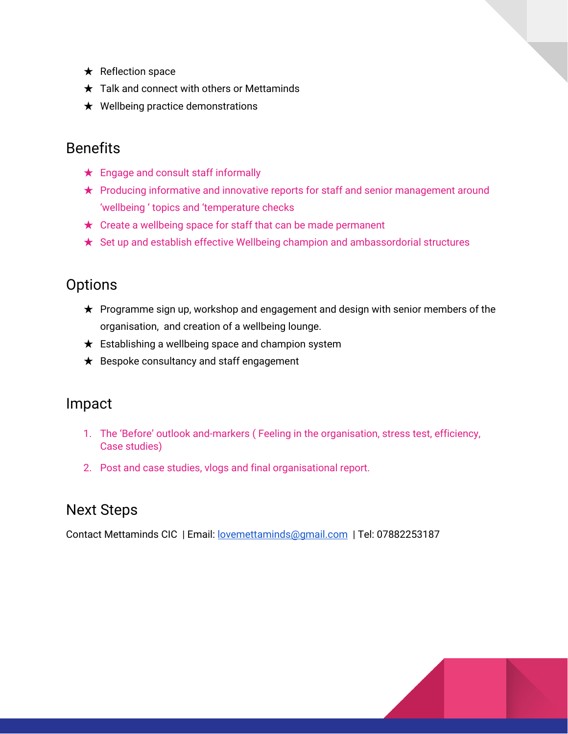- Reflection space
- Talk and connect with others or Mettaminds
- Wellbeing practice demonstrations

## Benefits

- Engage and consult staff informally
- Producing informative and innovative reports for staff and senior management around 'wellbeing ' topics and 'temperature checks
- Create a wellbeing space for staff that can be made permanent
- Set up and establish effective Wellbeing champion and ambassordorial structures

## Options

- Programme sign up, workshop and engagement and design with senior members of the organisation,  and creation of a wellbeing lounge.
- Establishing a wellbeing space and champion system
- Bespoke consultancy and staff engagement

## Impact

1. The 'Before' outlook and-markers ( Feeling in the organisation, stress test, efficiency, Case studies)
2. Post and case studies, vlogs and final organisational report.

## Next Steps

Contact Mettaminds CIC  | Email: lovemettaminds@gmail.com  | Tel: 07882253187